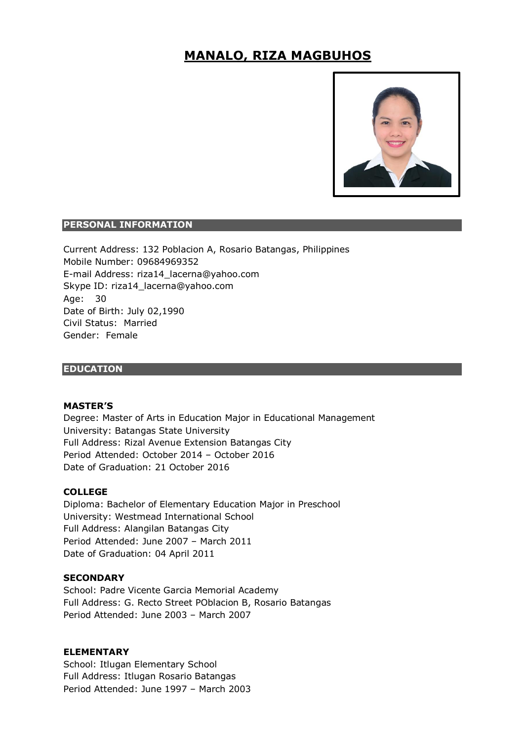# MANALO, RIZA MAGBUHOS

## PERSONAL INFORMATION

Current Address: 132 Poblacion A, Rosario Batangas, Philippines
Mobile Number: 09684969352
E-mail Address: riza14_lacerna@yahoo.com
Skype ID: riza14_lacerna@yahoo.com
Age: 30
Date of Birth: July 02,1990
Civil Status: Married
Gender: Female

## EDUCATION

### MASTER'S

Degree: Master of Arts in Education Major in Educational Management
University: Batangas State University
Full Address: Rizal Avenue Extension Batangas City
Period Attended: October 2014 – October 2016
Date of Graduation: 21 October 2016

### COLLEGE

Diploma: Bachelor of Elementary Education Major in Preschool
University: Westmead International School
Full Address: Alangilan Batangas City
Period Attended: June 2007 – March 2011
Date of Graduation: 04 April 2011

### SECONDARY

School: Padre Vicente Garcia Memorial Academy
Full Address: G. Recto Street POblacion B, Rosario Batangas
Period Attended: June 2003 – March 2007

### ELEMENTARY

School: Itlugan Elementary School
Full Address: Itlugan Rosario Batangas
Period Attended: June 1997 – March 2003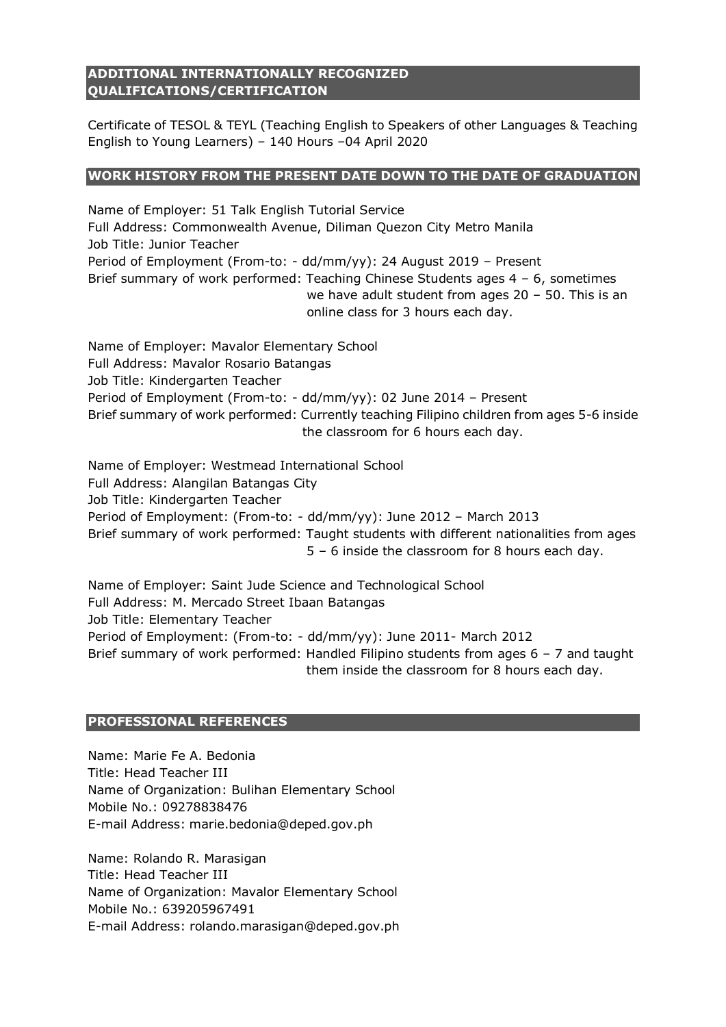## ADDITIONAL INTERNATIONALLY RECOGNIZED QUALIFICATIONS/CERTIFICATION

Certificate of TESOL & TEYL (Teaching English to Speakers of other Languages & Teaching English to Young Learners) – 140 Hours –04 April 2020

## WORK HISTORY FROM THE PRESENT DATE DOWN TO THE DATE OF GRADUATION

Name of Employer: 51 Talk English Tutorial Service
Full Address: Commonwealth Avenue, Diliman Quezon City Metro Manila
Job Title: Junior Teacher
Period of Employment (From-to: - dd/mm/yy): 24 August 2019 – Present
Brief summary of work performed: Teaching Chinese Students ages 4 – 6, sometimes we have adult student from ages 20 – 50. This is an online class for 3 hours each day.

Name of Employer: Mavalor Elementary School
Full Address: Mavalor Rosario Batangas
Job Title: Kindergarten Teacher
Period of Employment (From-to: - dd/mm/yy): 02 June 2014 – Present
Brief summary of work performed: Currently teaching Filipino children from ages 5-6 inside the classroom for 6 hours each day.

Name of Employer: Westmead International School
Full Address: Alangilan Batangas City
Job Title: Kindergarten Teacher
Period of Employment: (From-to: - dd/mm/yy): June 2012 – March 2013
Brief summary of work performed: Taught students with different nationalities from ages 5 – 6 inside the classroom for 8 hours each day.

Name of Employer: Saint Jude Science and Technological School
Full Address: M. Mercado Street Ibaan Batangas
Job Title: Elementary Teacher
Period of Employment: (From-to: - dd/mm/yy): June 2011- March 2012
Brief summary of work performed: Handled Filipino students from ages 6 – 7 and taught them inside the classroom for 8 hours each day.

## PROFESSIONAL REFERENCES

Name: Marie Fe A. Bedonia
Title: Head Teacher III
Name of Organization: Bulihan Elementary School
Mobile No.: 09278838476
E-mail Address: marie.bedonia@deped.gov.ph

Name: Rolando R. Marasigan
Title: Head Teacher III
Name of Organization: Mavalor Elementary School
Mobile No.: 639205967491
E-mail Address: rolando.marasigan@deped.gov.ph